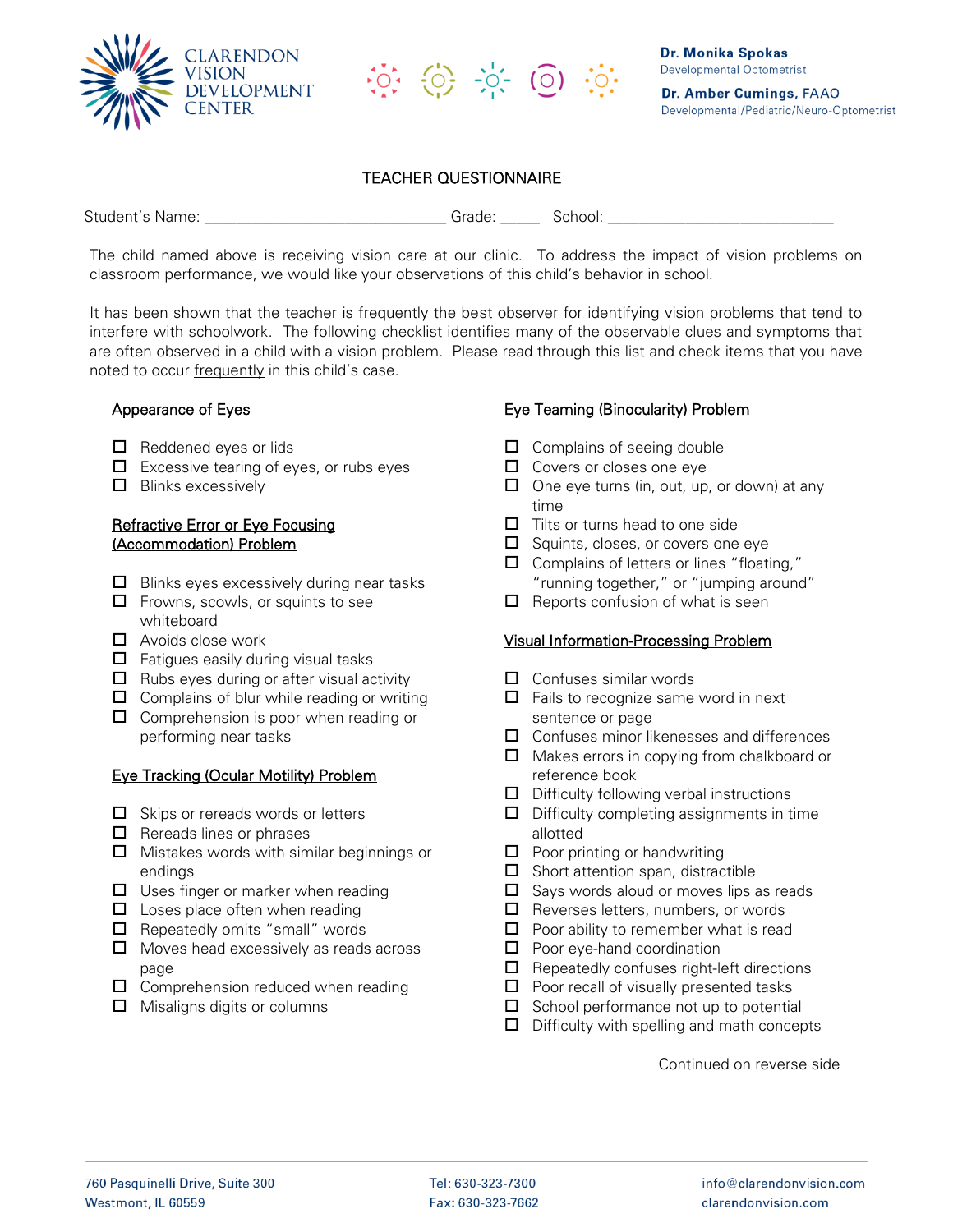CLARENDON VISION DEVELOPMENT CENTER

**Dr. Monika Spokas**
Developmental Optometrist

**Dr. Amber Cumings, FAAO**
Developmental/Pediatric/Neuro-Optometrist

# TEACHER QUESTIONNAIRE

Student's Name: ______________________________ Grade: _____ School: ____________________________

The child named above is receiving vision care at our clinic. To address the impact of vision problems on classroom performance, we would like your observations of this child's behavior in school.

It has been shown that the teacher is frequently the best observer for identifying vision problems that tend to interfere with schoolwork. The following checklist identifies many of the observable clues and symptoms that are often observed in a child with a vision problem. Please read through this list and check items that you have noted to occur frequently in this child's case.

## Appearance of Eyes

- ☐ Reddened eyes or lids
- ☐ Excessive tearing of eyes, or rubs eyes
- ☐ Blinks excessively

## Refractive Error or Eye Focusing (Accommodation) Problem

- ☐ Blinks eyes excessively during near tasks
- ☐ Frowns, scowls, or squints to see whiteboard
- ☐ Avoids close work
- ☐ Fatigues easily during visual tasks
- ☐ Rubs eyes during or after visual activity
- ☐ Complains of blur while reading or writing
- ☐ Comprehension is poor when reading or performing near tasks

## Eye Tracking (Ocular Motility) Problem

- ☐ Skips or rereads words or letters
- ☐ Rereads lines or phrases
- ☐ Mistakes words with similar beginnings or endings
- ☐ Uses finger or marker when reading
- ☐ Loses place often when reading
- ☐ Repeatedly omits "small" words
- ☐ Moves head excessively as reads across page
- ☐ Comprehension reduced when reading
- ☐ Misaligns digits or columns

## Eye Teaming (Binocularity) Problem

- ☐ Complains of seeing double
- ☐ Covers or closes one eye
- ☐ One eye turns (in, out, up, or down) at any time
- ☐ Tilts or turns head to one side
- ☐ Squints, closes, or covers one eye
- ☐ Complains of letters or lines "floating," "running together," or "jumping around"
- ☐ Reports confusion of what is seen

## Visual Information-Processing Problem

- ☐ Confuses similar words
- ☐ Fails to recognize same word in next sentence or page
- ☐ Confuses minor likenesses and differences
- ☐ Makes errors in copying from chalkboard or reference book
- ☐ Difficulty following verbal instructions
- ☐ Difficulty completing assignments in time allotted
- ☐ Poor printing or handwriting
- ☐ Short attention span, distractible
- ☐ Says words aloud or moves lips as reads
- ☐ Reverses letters, numbers, or words
- ☐ Poor ability to remember what is read
- ☐ Poor eye-hand coordination
- ☐ Repeatedly confuses right-left directions
- ☐ Poor recall of visually presented tasks
- ☐ School performance not up to potential
- ☐ Difficulty with spelling and math concepts

Continued on reverse side

760 Pasquinelli Drive, Suite 300
Westmont, IL 60559

Tel: 630-323-7300
Fax: 630-323-7662

info@clarendonvision.com
clarendonvision.com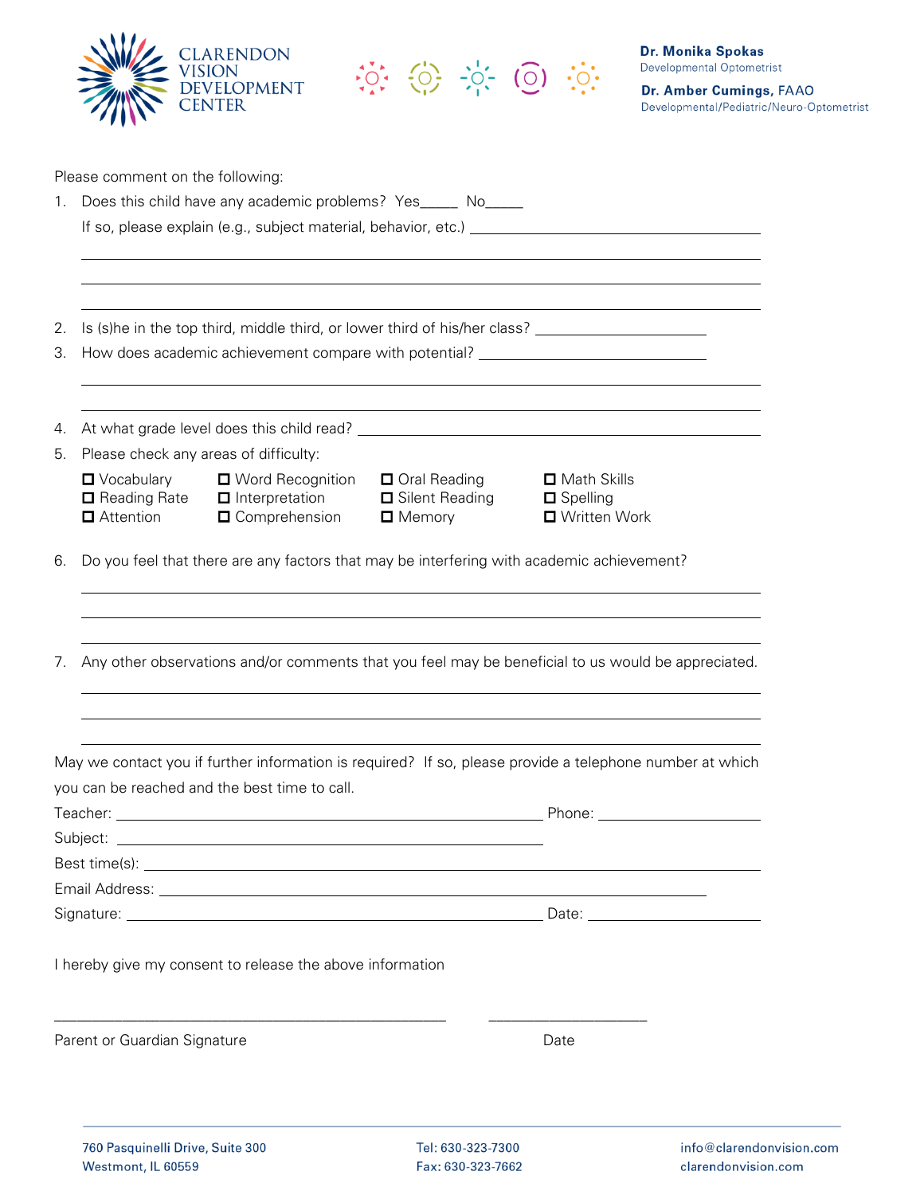CLARENDON VISION DEVELOPMENT CENTER

**Dr. Monika Spokas**
Developmental Optometrist

**Dr. Amber Cumings**, FAAO
Developmental/Pediatric/Neuro-Optometrist

Please comment on the following:

1. Does this child have any academic problems? Yes_____ No_____
   If so, please explain (e.g., subject material, behavior, etc.) ____________________________________________
   ______________________________________________________________________________
   ______________________________________________________________________________
   ______________________________________________________________________________
2. Is (s)he in the top third, middle third, or lower third of his/her class? ______________________
3. How does academic achievement compare with potential? ______________________________
   ______________________________________________________________________________
   ______________________________________________________________________________
4. At what grade level does this child read? __________________________________________________
5. Please check any areas of difficulty:

   - ☐ Vocabulary
   - ☐ Reading Rate
   - ☐ Attention
   - ☐ Word Recognition
   - ☐ Interpretation
   - ☐ Comprehension
   - ☐ Oral Reading
   - ☐ Silent Reading
   - ☐ Memory
   - ☐ Math Skills
   - ☐ Spelling
   - ☐ Written Work

6. Do you feel that there are any factors that may be interfering with academic achievement?
   ______________________________________________________________________________
   ______________________________________________________________________________
   ______________________________________________________________________________
7. Any other observations and/or comments that you feel may be beneficial to us would be appreciated.
   ______________________________________________________________________________
   ______________________________________________________________________________
   ______________________________________________________________________________

May we contact you if further information is required? If so, please provide a telephone number at which you can be reached and the best time to call.

Teacher: ______________________________________________ Phone: ____________________

Subject: ______________________________________________

Best time(s): ______________________________________________________________________

Email Address: ______________________________________________________________

Signature: ______________________________________________ Date: ____________________

I hereby give my consent to release the above information

_____________________________________________ ____________________

Parent or Guardian Signature Date

760 Pasquinelli Drive, Suite 300
Westmont, IL 60559

Tel: 630-323-7300
Fax: 630-323-7662

info@clarendonvision.com
clarendonvision.com